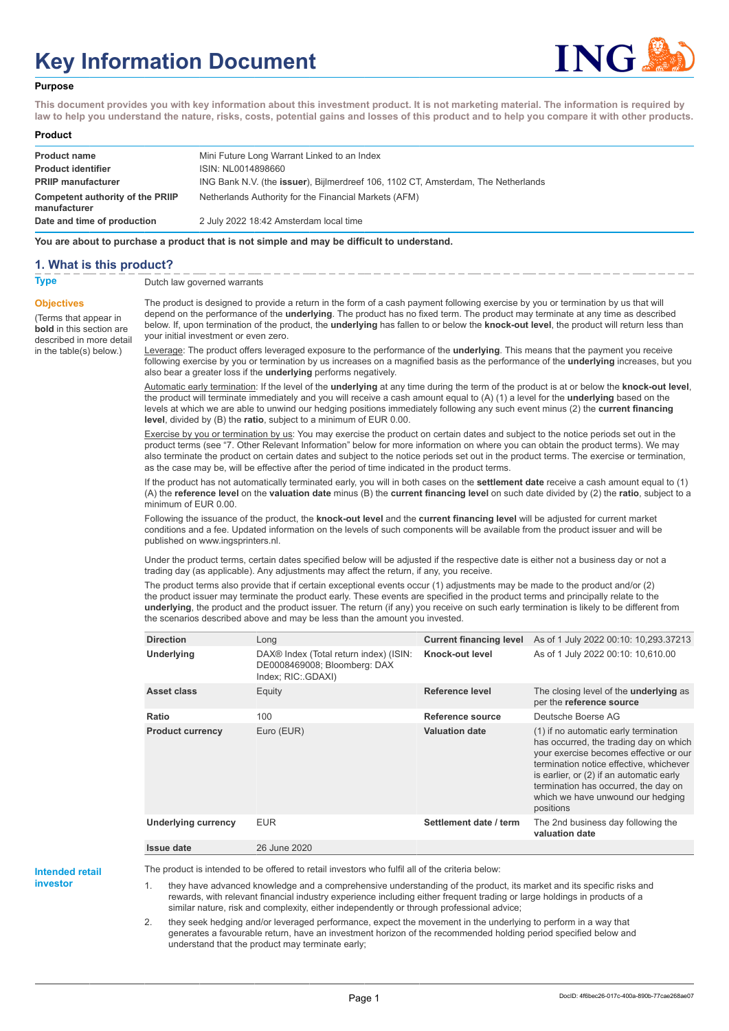# Key Information Document

### Purpose

**This document provides you with key information about this investment product. It is not marketing material. The information is required by law to help you understand the nature, risks, costs, potential gains and losses of this product and to help you compare it with other products.**

### Product

| | |
|---|---|
| **Product name** | Mini Future Long Warrant Linked to an Index |
| **Product identifier** | ISIN: NL0014898660 |
| **PRIIP manufacturer** | ING Bank N.V. (the **issuer**), Bijlmerdreef 106, 1102 CT, Amsterdam, The Netherlands |
| **Competent authority of the PRIIP manufacturer** | Netherlands Authority for the Financial Markets (AFM) |
| **Date and time of production** | 2 July 2022 18:42 Amsterdam local time |

**You are about to purchase a product that is not simple and may be difficult to understand.**

## 1. What is this product?

**Type**

Dutch law governed warrants

**Objectives**

(Terms that appear in **bold** in this section are described in more detail in the table(s) below.)

The product is designed to provide a return in the form of a cash payment following exercise by you or termination by us that will depend on the performance of the **underlying**. The product has no fixed term. The product may terminate at any time as described below. If, upon termination of the product, the **underlying** has fallen to or below the **knock-out level**, the product will return less than your initial investment or even zero.

Leverage: The product offers leveraged exposure to the performance of the **underlying**. This means that the payment you receive following exercise by you or termination by us increases on a magnified basis as the performance of the **underlying** increases, but you also bear a greater loss if the **underlying** performs negatively.

Automatic early termination: If the level of the **underlying** at any time during the term of the product is at or below the **knock-out level**, the product will terminate immediately and you will receive a cash amount equal to (A) (1) a level for the **underlying** based on the levels at which we are able to unwind our hedging positions immediately following any such event minus (2) the **current financing level**, divided by (B) the **ratio**, subject to a minimum of EUR 0.00.

Exercise by you or termination by us: You may exercise the product on certain dates and subject to the notice periods set out in the product terms (see "7. Other Relevant Information" below for more information on where you can obtain the product terms). We may also terminate the product on certain dates and subject to the notice periods set out in the product terms. The exercise or termination, as the case may be, will be effective after the period of time indicated in the product terms.

If the product has not automatically terminated early, you will in both cases on the **settlement date** receive a cash amount equal to (1) (A) the **reference level** on the **valuation date** minus (B) the **current financing level** on such date divided by (2) the **ratio**, subject to a minimum of EUR 0.00.

Following the issuance of the product, the **knock-out level** and the **current financing level** will be adjusted for current market conditions and a fee. Updated information on the levels of such components will be available from the product issuer and will be published on www.ingsprinters.nl.

Under the product terms, certain dates specified below will be adjusted if the respective date is either not a business day or not a trading day (as applicable). Any adjustments may affect the return, if any, you receive.

The product terms also provide that if certain exceptional events occur (1) adjustments may be made to the product and/or (2) the product issuer may terminate the product early. These events are specified in the product terms and principally relate to the **underlying**, the product and the product issuer. The return (if any) you receive on such early termination is likely to be different from the scenarios described above and may be less than the amount you invested.

| | | | |
|---|---|---|---|
| **Direction** | Long | **Current financing level** | As of 1 July 2022 00:10: 10,293.37213 |
| **Underlying** | DAX® Index (Total return index) (ISIN: DE0008469008; Bloomberg: DAX Index; RIC:.GDAXI) | **Knock-out level** | As of 1 July 2022 00:10: 10,610.00 |
| **Asset class** | Equity | **Reference level** | The closing level of the **underlying** as per the **reference source** |
| **Ratio** | 100 | **Reference source** | Deutsche Boerse AG |
| **Product currency** | Euro (EUR) | **Valuation date** | (1) if no automatic early termination has occurred, the trading day on which your exercise becomes effective or our termination notice effective, whichever is earlier, or (2) if an automatic early termination has occurred, the day on which we have unwound our hedging positions |
| **Underlying currency** | EUR | **Settlement date / term** | The 2nd business day following the **valuation date** |
| **Issue date** | 26 June 2020 | | |

**Intended retail investor**

The product is intended to be offered to retail investors who fulfil all of the criteria below:

1. they have advanced knowledge and a comprehensive understanding of the product, its market and its specific risks and rewards, with relevant financial industry experience including either frequent trading or large holdings in products of a similar nature, risk and complexity, either independently or through professional advice;
2. they seek hedging and/or leveraged performance, expect the movement in the underlying to perform in a way that generates a favourable return, have an investment horizon of the recommended holding period specified below and understand that the product may terminate early;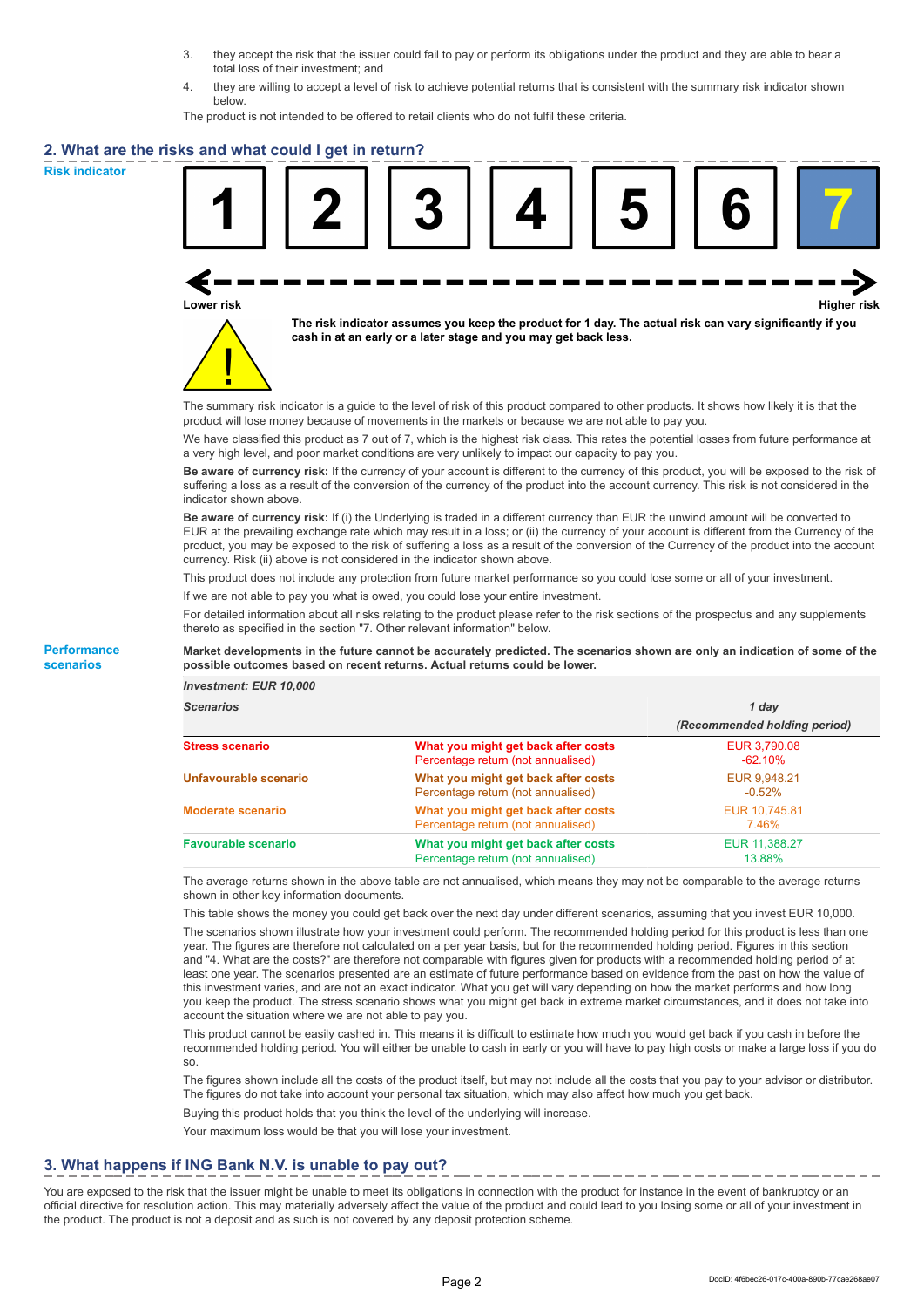3. they accept the risk that the issuer could fail to pay or perform its obligations under the product and they are able to bear a total loss of their investment; and
4. they are willing to accept a level of risk to achieve potential returns that is consistent with the summary risk indicator shown below.

The product is not intended to be offered to retail clients who do not fulfil these criteria.

## 2. What are the risks and what could I get in return?

**Risk indicator**

| 1 | 2 | 3 | 4 | 5 | 6 | **7** |
|---|---|---|---|---|---|---|

Lower risk ← → Higher risk

**The risk indicator assumes you keep the product for 1 day. The actual risk can vary significantly if you cash in at an early or a later stage and you may get back less.**

The summary risk indicator is a guide to the level of risk of this product compared to other products. It shows how likely it is that the product will lose money because of movements in the markets or because we are not able to pay you.

We have classified this product as 7 out of 7, which is the highest risk class. This rates the potential losses from future performance at a very high level, and poor market conditions are very unlikely to impact our capacity to pay you.

**Be aware of currency risk:** If the currency of your account is different to the currency of this product, you will be exposed to the risk of suffering a loss as a result of the conversion of the currency of the product into the account currency. This risk is not considered in the indicator shown above.

**Be aware of currency risk:** If (i) the Underlying is traded in a different currency than EUR the unwind amount will be converted to EUR at the prevailing exchange rate which may result in a loss; or (ii) the currency of your account is different from the Currency of the product, you may be exposed to the risk of suffering a loss as a result of the conversion of the Currency of the product into the account currency. Risk (ii) above is not considered in the indicator shown above.

This product does not include any protection from future market performance so you could lose some or all of your investment.

If we are not able to pay you what is owed, you could lose your entire investment.

For detailed information about all risks relating to the product please refer to the risk sections of the prospectus and any supplements thereto as specified in the section "7. Other relevant information" below.

**Performance scenarios**

**Market developments in the future cannot be accurately predicted. The scenarios shown are only an indication of some of the possible outcomes based on recent returns. Actual returns could be lower.**

| *Investment: EUR 10,000* | | |
|---|---|---|
| ***Scenarios*** | | ***1 day*** *(Recommended holding period)* |
| **Stress scenario** | **What you might get back after costs** | EUR 3,790.08 |
| | Percentage return (not annualised) | -62.10% |
| **Unfavourable scenario** | **What you might get back after costs** | EUR 9,948.21 |
| | Percentage return (not annualised) | -0.52% |
| **Moderate scenario** | **What you might get back after costs** | EUR 10,745.81 |
| | Percentage return (not annualised) | 7.46% |
| **Favourable scenario** | **What you might get back after costs** | EUR 11,388.27 |
| | Percentage return (not annualised) | 13.88% |

The average returns shown in the above table are not annualised, which means they may not be comparable to the average returns shown in other key information documents.

This table shows the money you could get back over the next day under different scenarios, assuming that you invest EUR 10,000.

The scenarios shown illustrate how your investment could perform. The recommended holding period for this product is less than one year. The figures are therefore not calculated on a per year basis, but for the recommended holding period. Figures in this section and "4. What are the costs?" are therefore not comparable with figures given for products with a recommended holding period of at least one year. The scenarios presented are an estimate of future performance based on evidence from the past on how the value of this investment varies, and are not an exact indicator. What you get will vary depending on how the market performs and how long you keep the product. The stress scenario shows what you might get back in extreme market circumstances, and it does not take into account the situation where we are not able to pay you.

This product cannot be easily cashed in. This means it is difficult to estimate how much you would get back if you cash in before the recommended holding period. You will either be unable to cash in early or you will have to pay high costs or make a large loss if you do so.

The figures shown include all the costs of the product itself, but may not include all the costs that you pay to your advisor or distributor. The figures do not take into account your personal tax situation, which may also affect how much you get back.

Buying this product holds that you think the level of the underlying will increase.

Your maximum loss would be that you will lose your investment.

## 3. What happens if ING Bank N.V. is unable to pay out?

You are exposed to the risk that the issuer might be unable to meet its obligations in connection with the product for instance in the event of bankruptcy or an official directive for resolution action. This may materially adversely affect the value of the product and could lead to you losing some or all of your investment in the product. The product is not a deposit and as such is not covered by any deposit protection scheme.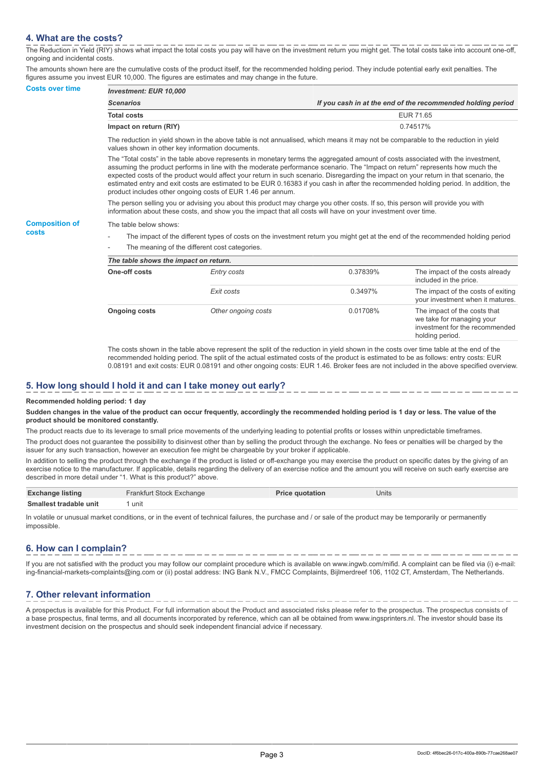## 4. What are the costs?

The Reduction in Yield (RIY) shows what impact the total costs you pay will have on the investment return you might get. The total costs take into account one-off, ongoing and incidental costs.

The amounts shown here are the cumulative costs of the product itself, for the recommended holding period. They include potential early exit penalties. The figures assume you invest EUR 10,000. The figures are estimates and may change in the future.

### Costs over time

| *Investment: EUR 10,000* | |
|---|---|
| *Scenarios* | *If you cash in at the end of the recommended holding period* |
| **Total costs** | EUR 71.65 |
| **Impact on return (RIY)** | 0.74517% |

The reduction in yield shown in the above table is not annualised, which means it may not be comparable to the reduction in yield values shown in other key information documents.

The "Total costs" in the table above represents in monetary terms the aggregated amount of costs associated with the investment, assuming the product performs in line with the moderate performance scenario. The "Impact on return" represents how much the expected costs of the product would affect your return in such scenario. Disregarding the impact on your return in that scenario, the estimated entry and exit costs are estimated to be EUR 0.16383 if you cash in after the recommended holding period. In addition, the product includes other ongoing costs of EUR 1.46 per annum.

The person selling you or advising you about this product may charge you other costs. If so, this person will provide you with information about these costs, and show you the impact that all costs will have on your investment over time.

### Composition of costs

The table below shows:

- The impact of the different types of costs on the investment return you might get at the end of the recommended holding period
- The meaning of the different cost categories.

| *The table shows the impact on return.* | | | |
|---|---|---|---|
| **One-off costs** | *Entry costs* | 0.37839% | The impact of the costs already included in the price. |
| | *Exit costs* | 0.3497% | The impact of the costs of exiting your investment when it matures. |
| **Ongoing costs** | *Other ongoing costs* | 0.01708% | The impact of the costs that we take for managing your investment for the recommended holding period. |

The costs shown in the table above represent the split of the reduction in yield shown in the costs over time table at the end of the recommended holding period. The split of the actual estimated costs of the product is estimated to be as follows: entry costs: EUR 0.08191 and exit costs: EUR 0.08191 and other ongoing costs: EUR 1.46. Broker fees are not included in the above specified overview.

## 5. How long should I hold it and can I take money out early?

**Recommended holding period: 1 day**

**Sudden changes in the value of the product can occur frequently, accordingly the recommended holding period is 1 day or less. The value of the product should be monitored constantly.**

The product reacts due to its leverage to small price movements of the underlying leading to potential profits or losses within unpredictable timeframes.

The product does not guarantee the possibility to disinvest other than by selling the product through the exchange. No fees or penalties will be charged by the issuer for any such transaction, however an execution fee might be chargeable by your broker if applicable.

In addition to selling the product through the exchange if the product is listed or off-exchange you may exercise the product on specific dates by the giving of an exercise notice to the manufacturer. If applicable, details regarding the delivery of an exercise notice and the amount you will receive on such early exercise are described in more detail under "1. What is this product?" above.

| | | | |
|---|---|---|---|
| **Exchange listing** | Frankfurt Stock Exchange | **Price quotation** | Units |
| **Smallest tradable unit** | 1 unit | | |

In volatile or unusual market conditions, or in the event of technical failures, the purchase and / or sale of the product may be temporarily or permanently impossible.

## 6. How can I complain?

If you are not satisfied with the product you may follow our complaint procedure which is available on www.ingwb.com/mifid. A complaint can be filed via (i) e-mail: ing-financial-markets-complaints@ing.com or (ii) postal address: ING Bank N.V., FMCC Complaints, Bijlmerdreef 106, 1102 CT, Amsterdam, The Netherlands.

## 7. Other relevant information

A prospectus is available for this Product. For full information about the Product and associated risks please refer to the prospectus. The prospectus consists of a base prospectus, final terms, and all documents incorporated by reference, which can all be obtained from www.ingsprinters.nl. The investor should base its investment decision on the prospectus and should seek independent financial advice if necessary.